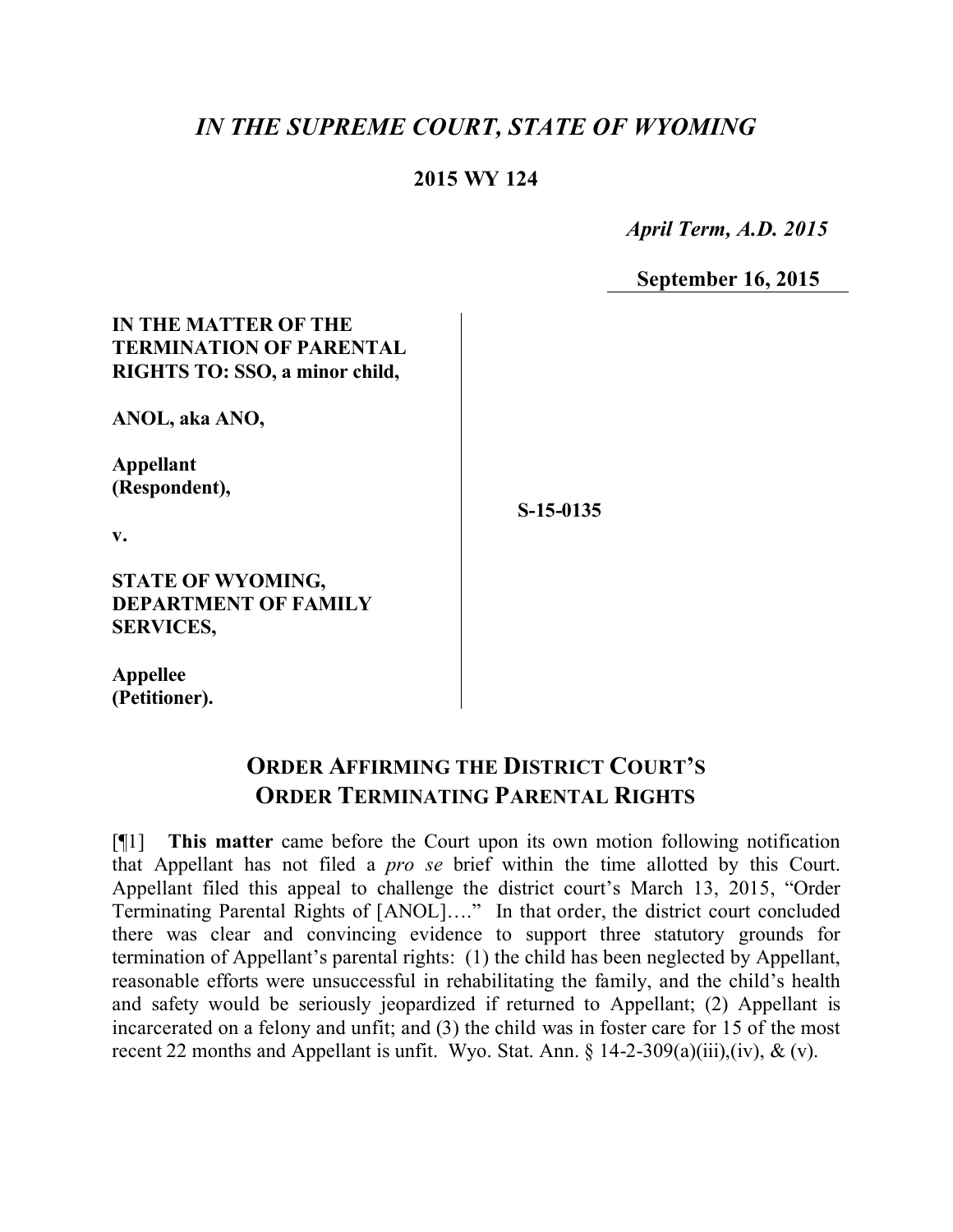# *IN THE SUPREME COURT, STATE OF WYOMING*

**2015 WY 124**

*April Term, A.D. 2015*

**September 16, 2015**

**IN THE MATTER OF THE TERMINATION OF PARENTAL RIGHTS TO: SSO, a minor child,**

**ANOL, aka ANO,**

**Appellant (Respondent),**

**v.**

**STATE OF WYOMING, DEPARTMENT OF FAMILY SERVICES,**

**Appellee (Petitioner).**

**S-15-0135**

## ORDER AFFIRMING THE DISTRICT COURT'S ORDER TERMINATING PARENTAL RIGHTS

[¶1] **This matter** came before the Court upon its own motion following notification that Appellant has not filed a *pro se* brief within the time allotted by this Court. Appellant filed this appeal to challenge the district court's March 13, 2015, "Order Terminating Parental Rights of [ANOL]…." In that order, the district court concluded there was clear and convincing evidence to support three statutory grounds for termination of Appellant's parental rights: (1) the child has been neglected by Appellant, reasonable efforts were unsuccessful in rehabilitating the family, and the child's health and safety would be seriously jeopardized if returned to Appellant; (2) Appellant is incarcerated on a felony and unfit; and (3) the child was in foster care for 15 of the most recent 22 months and Appellant is unfit. Wyo. Stat. Ann. § 14-2-309(a)(iii),(iv), & (v).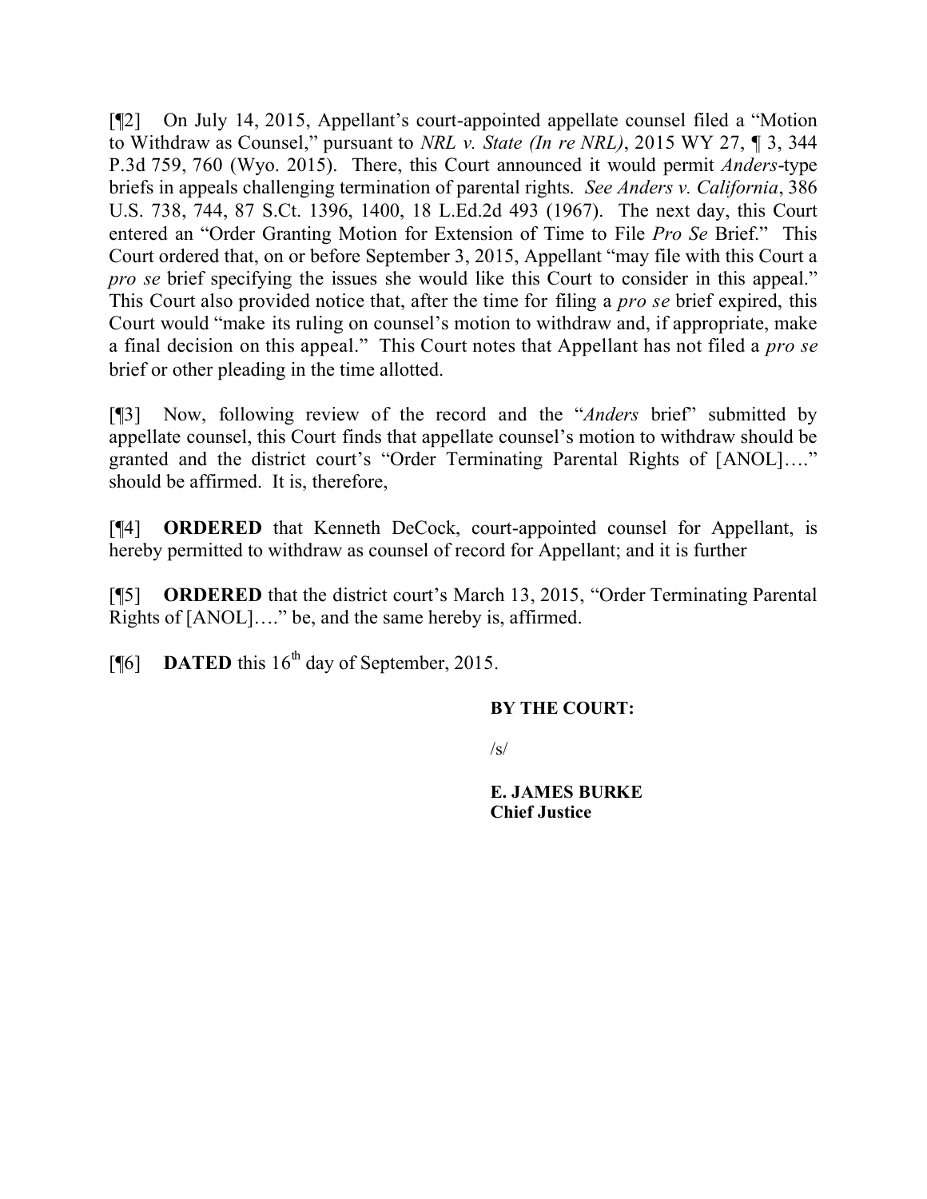[¶2] On July 14, 2015, Appellant's court-appointed appellate counsel filed a "Motion to Withdraw as Counsel," pursuant to *NRL v. State (In re NRL)*, 2015 WY 27, ¶ 3, 344 P.3d 759, 760 (Wyo. 2015). There, this Court announced it would permit *Anders*-type briefs in appeals challenging termination of parental rights. *See Anders v. California*, 386 U.S. 738, 744, 87 S.Ct. 1396, 1400, 18 L.Ed.2d 493 (1967). The next day, this Court entered an "Order Granting Motion for Extension of Time to File *Pro Se* Brief." This Court ordered that, on or before September 3, 2015, Appellant "may file with this Court a *pro se* brief specifying the issues she would like this Court to consider in this appeal." This Court also provided notice that, after the time for filing a *pro se* brief expired, this Court would "make its ruling on counsel's motion to withdraw and, if appropriate, make a final decision on this appeal." This Court notes that Appellant has not filed a *pro se* brief or other pleading in the time allotted.

[¶3] Now, following review of the record and the "*Anders* brief" submitted by appellate counsel, this Court finds that appellate counsel's motion to withdraw should be granted and the district court's "Order Terminating Parental Rights of [ANOL]…." should be affirmed. It is, therefore,

[¶4] **ORDERED** that Kenneth DeCock, court-appointed counsel for Appellant, is hereby permitted to withdraw as counsel of record for Appellant; and it is further

[¶5] **ORDERED** that the district court's March 13, 2015, "Order Terminating Parental Rights of [ANOL]…." be, and the same hereby is, affirmed.

[¶6] **DATED** this 16th day of September, 2015.

**BY THE COURT:**

/s/

**E. JAMES BURKE**
**Chief Justice**